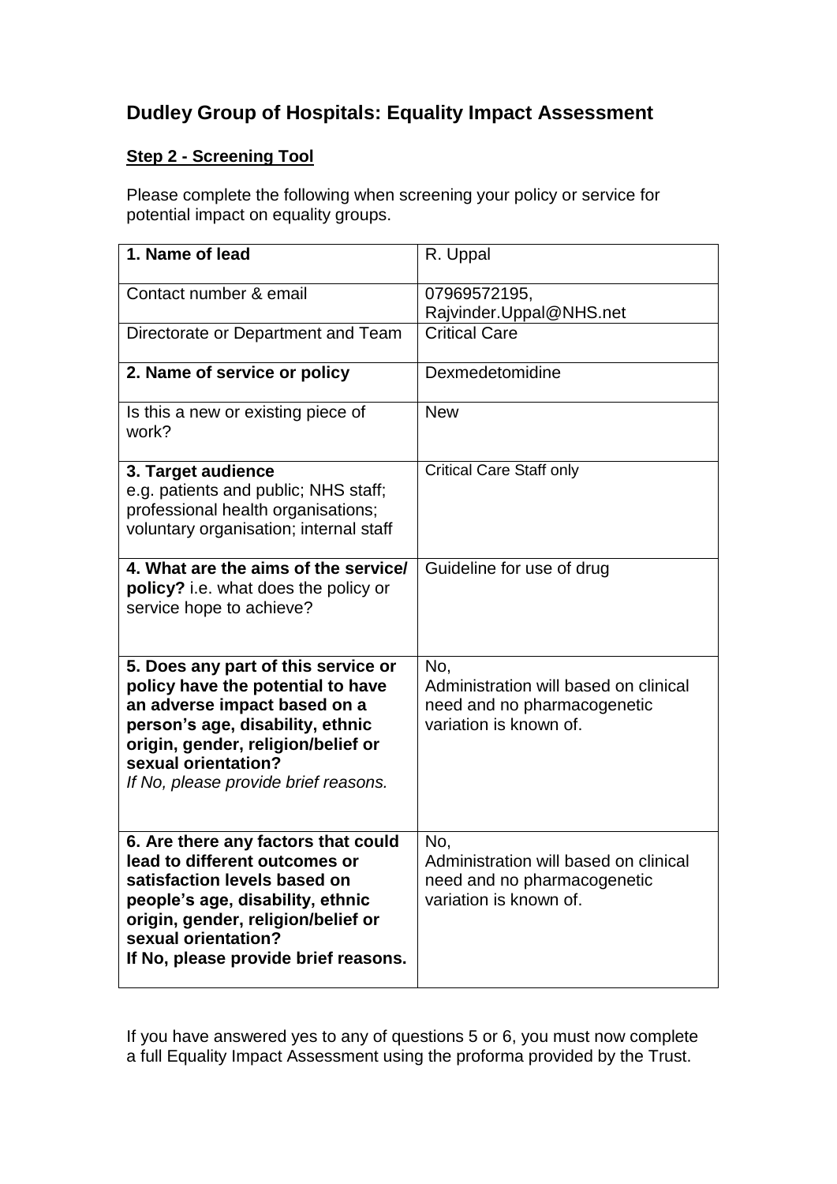## Dudley Group of Hospitals: Equality Impact Assessment

**Step 2 - Screening Tool**

Please complete the following when screening your policy or service for potential impact on equality groups.

| **1. Name of lead** | R. Uppal |
|---|---|
| Contact number & email | 07969572195, Rajvinder.Uppal@NHS.net |
| Directorate or Department and Team | Critical Care |
| **2. Name of service or policy** | Dexmedetomidine |
| Is this a new or existing piece of work? | New |
| **3. Target audience** e.g. patients and public; NHS staff; professional health organisations; voluntary organisation; internal staff | Critical Care Staff only |
| **4. What are the aims of the service/ policy?** i.e. what does the policy or service hope to achieve? | Guideline for use of drug |
| **5. Does any part of this service or policy have the potential to have an adverse impact based on a person's age, disability, ethnic origin, gender, religion/belief or sexual orientation?** *If No, please provide brief reasons.* | No, Administration will based on clinical need and no pharmacogenetic variation is known of. |
| **6. Are there any factors that could lead to different outcomes or satisfaction levels based on people's age, disability, ethnic origin, gender, religion/belief or sexual orientation? If No, please provide brief reasons.** | No, Administration will based on clinical need and no pharmacogenetic variation is known of. |

If you have answered yes to any of questions 5 or 6, you must now complete a full Equality Impact Assessment using the proforma provided by the Trust.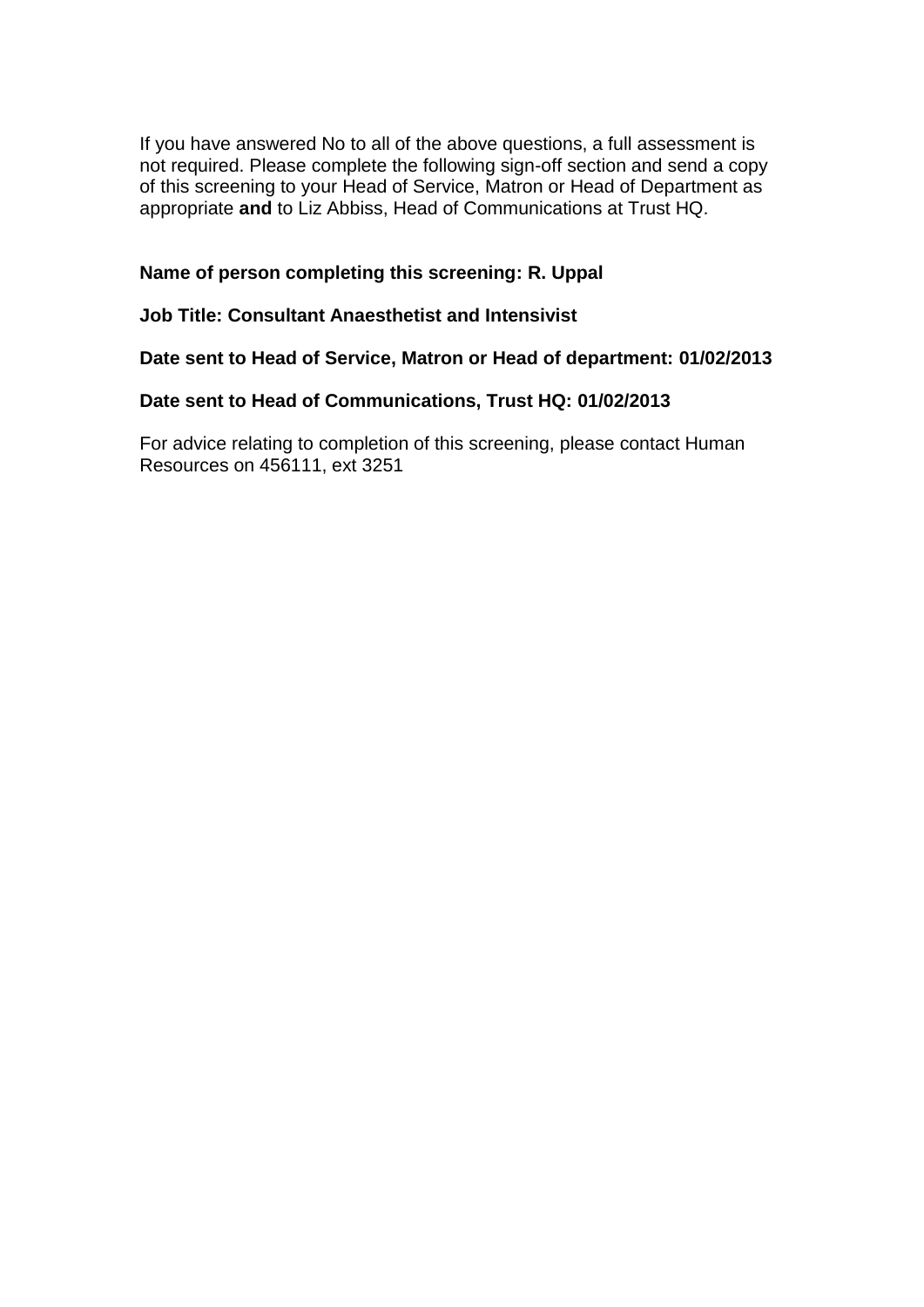If you have answered No to all of the above questions, a full assessment is not required. Please complete the following sign-off section and send a copy of this screening to your Head of Service, Matron or Head of Department as appropriate **and** to Liz Abbiss, Head of Communications at Trust HQ.

**Name of person completing this screening: R. Uppal**

**Job Title: Consultant Anaesthetist and Intensivist**

**Date sent to Head of Service, Matron or Head of department: 01/02/2013**

**Date sent to Head of Communications, Trust HQ: 01/02/2013**

For advice relating to completion of this screening, please contact Human Resources on 456111, ext 3251